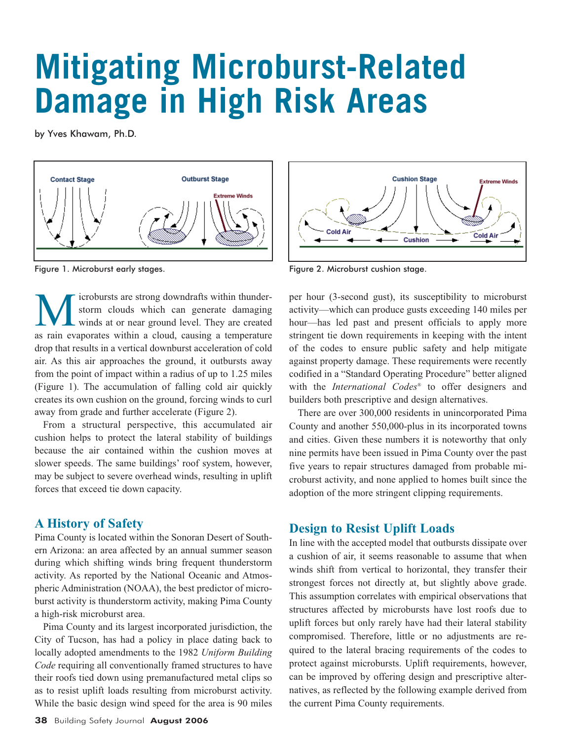# Mitigating Microburst-Related Damage in High Risk Areas

by Yves Khawam, Ph.D.

Figure 1. Microburst early stages.

Figure 2. Microburst cushion stage.

Microbursts are strong downdrafts within thunderstorm clouds which can generate damaging winds at or near ground level. They are created as rain evaporates within a cloud, causing a temperature drop that results in a vertical downburst acceleration of cold air. As this air approaches the ground, it outbursts away from the point of impact within a radius of up to 1.25 miles (Figure 1). The accumulation of falling cold air quickly creates its own cushion on the ground, forcing winds to curl away from grade and further accelerate (Figure 2).

From a structural perspective, this accumulated air cushion helps to protect the lateral stability of buildings because the air contained within the cushion moves at slower speeds. The same buildings' roof system, however, may be subject to severe overhead winds, resulting in uplift forces that exceed tie down capacity.

## A History of Safety

Pima County is located within the Sonoran Desert of Southern Arizona: an area affected by an annual summer season during which shifting winds bring frequent thunderstorm activity. As reported by the National Oceanic and Atmospheric Administration (NOAA), the best predictor of microburst activity is thunderstorm activity, making Pima County a high-risk microburst area.

Pima County and its largest incorporated jurisdiction, the City of Tucson, has had a policy in place dating back to locally adopted amendments to the 1982 *Uniform Building Code* requiring all conventionally framed structures to have their roofs tied down using premanufactured metal clips so as to resist uplift loads resulting from microburst activity. While the basic design wind speed for the area is 90 miles per hour (3-second gust), its susceptibility to microburst activity—which can produce gusts exceeding 140 miles per hour—has led past and present officials to apply more stringent tie down requirements in keeping with the intent of the codes to ensure public safety and help mitigate against property damage. These requirements were recently codified in a "Standard Operating Procedure" better aligned with the *International Codes*® to offer designers and builders both prescriptive and design alternatives.

There are over 300,000 residents in unincorporated Pima County and another 550,000-plus in its incorporated towns and cities. Given these numbers it is noteworthy that only nine permits have been issued in Pima County over the past five years to repair structures damaged from probable microburst activity, and none applied to homes built since the adoption of the more stringent clipping requirements.

## Design to Resist Uplift Loads

In line with the accepted model that outbursts dissipate over a cushion of air, it seems reasonable to assume that when winds shift from vertical to horizontal, they transfer their strongest forces not directly at, but slightly above grade. This assumption correlates with empirical observations that structures affected by microbursts have lost roofs due to uplift forces but only rarely have had their lateral stability compromised. Therefore, little or no adjustments are required to the lateral bracing requirements of the codes to protect against microbursts. Uplift requirements, however, can be improved by offering design and prescriptive alternatives, as reflected by the following example derived from the current Pima County requirements.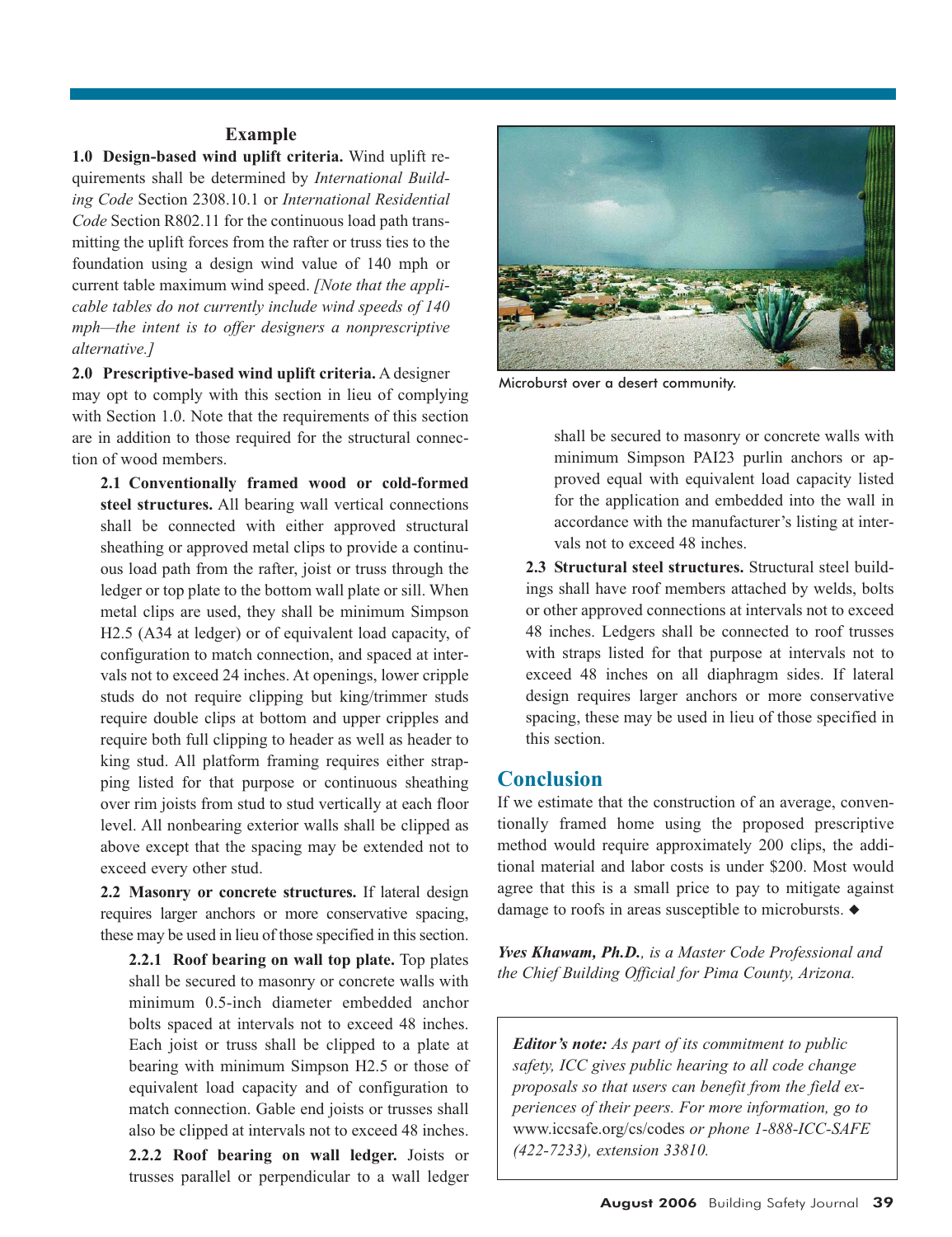### Example

**1.0 Design-based wind uplift criteria.** Wind uplift requirements shall be determined by *International Building Code* Section 2308.10.1 or *International Residential Code* Section R802.11 for the continuous load path transmitting the uplift forces from the rafter or truss ties to the foundation using a design wind value of 140 mph or current table maximum wind speed. *[Note that the applicable tables do not currently include wind speeds of 140 mph—the intent is to offer designers a nonprescriptive alternative.]*

**2.0 Prescriptive-based wind uplift criteria.** A designer may opt to comply with this section in lieu of complying with Section 1.0. Note that the requirements of this section are in addition to those required for the structural connection of wood members.

**2.1 Conventionally framed wood or cold-formed steel structures.** All bearing wall vertical connections shall be connected with either approved structural sheathing or approved metal clips to provide a continuous load path from the rafter, joist or truss through the ledger or top plate to the bottom wall plate or sill. When metal clips are used, they shall be minimum Simpson H2.5 (A34 at ledger) or of equivalent load capacity, of configuration to match connection, and spaced at intervals not to exceed 24 inches. At openings, lower cripple studs do not require clipping but king/trimmer studs require double clips at bottom and upper cripples and require both full clipping to header as well as header to king stud. All platform framing requires either strapping listed for that purpose or continuous sheathing over rim joists from stud to stud vertically at each floor level. All nonbearing exterior walls shall be clipped as above except that the spacing may be extended not to exceed every other stud.

**2.2 Masonry or concrete structures.** If lateral design requires larger anchors or more conservative spacing, these may be used in lieu of those specified in this section.

**2.2.1 Roof bearing on wall top plate.** Top plates shall be secured to masonry or concrete walls with minimum 0.5-inch diameter embedded anchor bolts spaced at intervals not to exceed 48 inches. Each joist or truss shall be clipped to a plate at bearing with minimum Simpson H2.5 or those of equivalent load capacity and of configuration to match connection. Gable end joists or trusses shall also be clipped at intervals not to exceed 48 inches.

**2.2.2 Roof bearing on wall ledger.** Joists or trusses parallel or perpendicular to a wall ledger shall be secured to masonry or concrete walls with minimum Simpson PAI23 purlin anchors or approved equal with equivalent load capacity listed for the application and embedded into the wall in accordance with the manufacturer's listing at intervals not to exceed 48 inches.

**2.3 Structural steel structures.** Structural steel buildings shall have roof members attached by welds, bolts or other approved connections at intervals not to exceed 48 inches. Ledgers shall be connected to roof trusses with straps listed for that purpose at intervals not to exceed 48 inches on all diaphragm sides. If lateral design requires larger anchors or more conservative spacing, these may be used in lieu of those specified in this section.

Microburst over a desert community.

## Conclusion

If we estimate that the construction of an average, conventionally framed home using the proposed prescriptive method would require approximately 200 clips, the additional material and labor costs is under $200. Most would agree that this is a small price to pay to mitigate against damage to roofs in areas susceptible to microbursts. ◆

***Yves Khawam, Ph.D.**, is a Master Code Professional and the Chief Building Official for Pima County, Arizona.*

***Editor's note:** As part of its commitment to public safety, ICC gives public hearing to all code change proposals so that users can benefit from the field experiences of their peers. For more information, go to* www.iccsafe.org/cs/codes *or phone 1-888-ICC-SAFE (422-7233), extension 33810.*